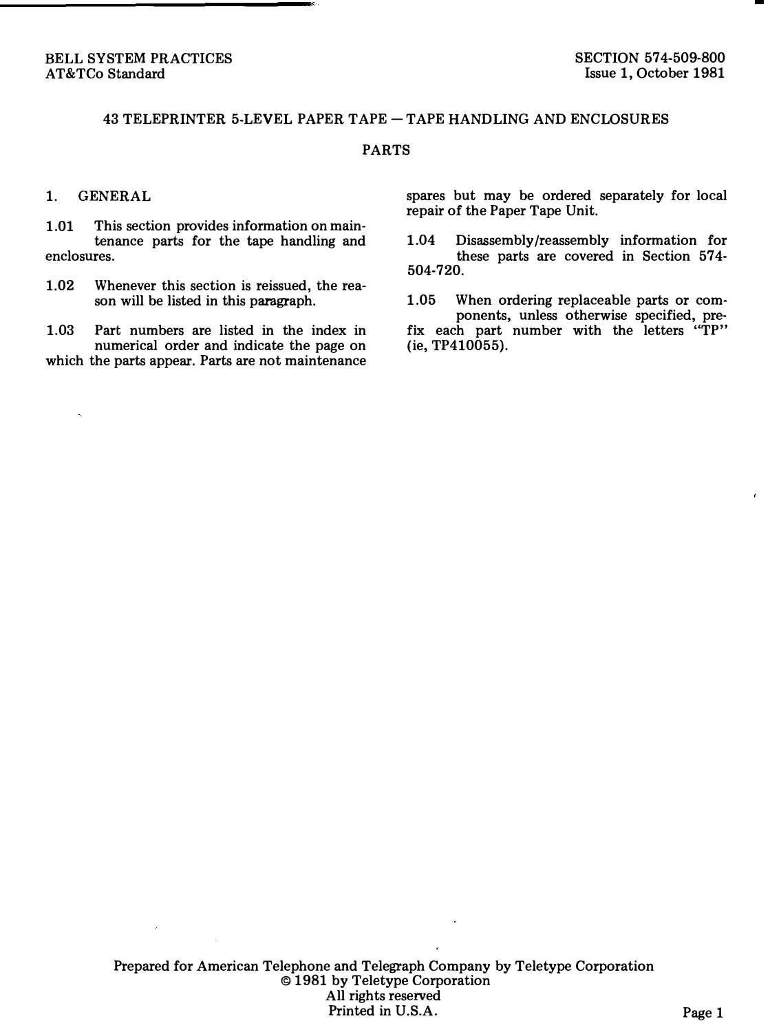BELL SYSTEM PRACTICES
AT&TCo Standard

SECTION 574-509-800
Issue 1, October 1981

# 43 TELEPRINTER 5-LEVEL PAPER TAPE — TAPE HANDLING AND ENCLOSURES

## PARTS

### 1. GENERAL

1.01 This section provides information on maintenance parts for the tape handling and enclosures.

1.02 Whenever this section is reissued, the reason will be listed in this paragraph.

1.03 Part numbers are listed in the index in numerical order and indicate the page on which the parts appear. Parts are not maintenance spares but may be ordered separately for local repair of the Paper Tape Unit.

1.04 Disassembly/reassembly information for these parts are covered in Section 574-504-720.

1.05 When ordering replaceable parts or components, unless otherwise specified, prefix each part number with the letters "TP" (ie, TP410055).

Prepared for American Telephone and Telegraph Company by Teletype Corporation
© 1981 by Teletype Corporation
All rights reserved
Printed in U.S.A.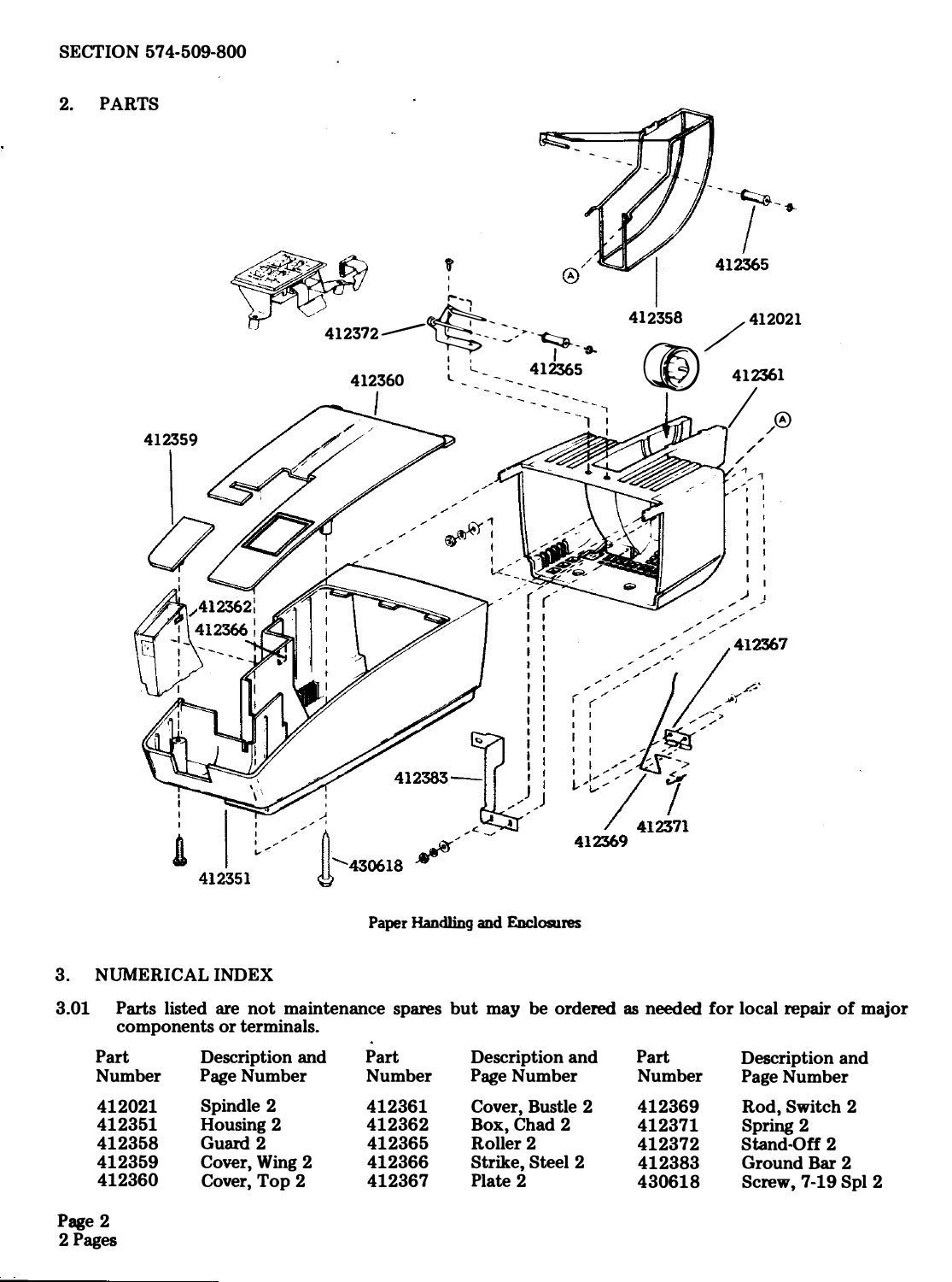## 2. PARTS

412365
412358
412021
412361
412372
412365
412360
412359
412362
412366
412367
412383
412371
412369
412351
430618

Paper Handling and Enclosures

## 3. NUMERICAL INDEX

3.01 Parts listed are not maintenance spares but may be ordered as needed for local repair of major components or terminals.

| Part Number | Description and Page Number | Part Number | Description and Page Number | Part Number | Description and Page Number |
|---|---|---|---|---|---|
| 412021 | Spindle 2 | 412361 | Cover, Bustle 2 | 412369 | Rod, Switch 2 |
| 412351 | Housing 2 | 412362 | Box, Chad 2 | 412371 | Spring 2 |
| 412358 | Guard 2 | 412365 | Roller 2 | 412372 | Stand-Off 2 |
| 412359 | Cover, Wing 2 | 412366 | Strike, Steel 2 | 412383 | Ground Bar 2 |
| 412360 | Cover, Top 2 | 412367 | Plate 2 | 430618 | Screw, 7-19 Spl 2 |